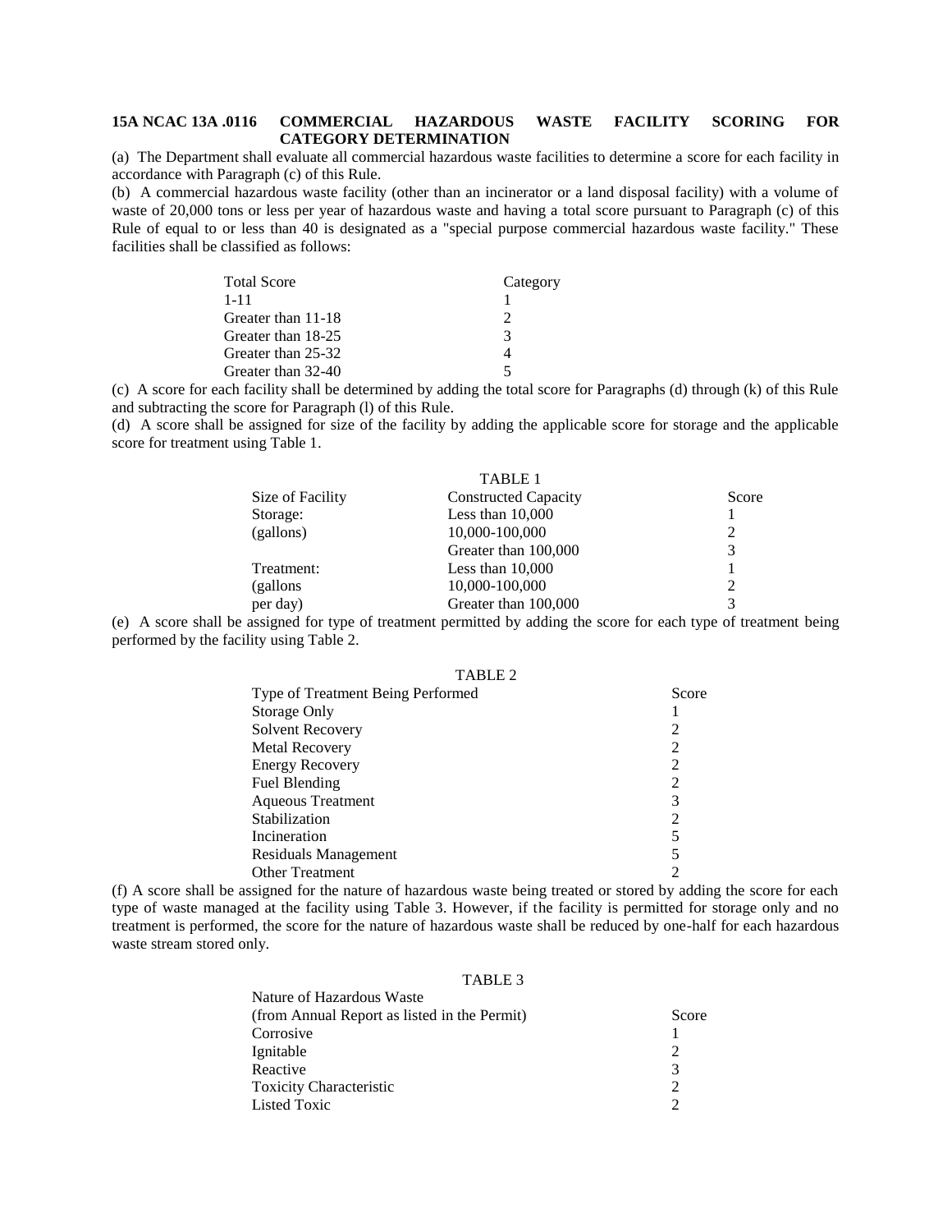# 15A NCAC 13A .0116 COMMERCIAL HAZARDOUS WASTE FACILITY SCORING FOR CATEGORY DETERMINATION

(a) The Department shall evaluate all commercial hazardous waste facilities to determine a score for each facility in accordance with Paragraph (c) of this Rule.

(b) A commercial hazardous waste facility (other than an incinerator or a land disposal facility) with a volume of waste of 20,000 tons or less per year of hazardous waste and having a total score pursuant to Paragraph (c) of this Rule of equal to or less than 40 is designated as a "special purpose commercial hazardous waste facility." These facilities shall be classified as follows:

| Total Score | Category |
|---|---|
| 1-11 | 1 |
| Greater than 11-18 | 2 |
| Greater than 18-25 | 3 |
| Greater than 25-32 | 4 |
| Greater than 32-40 | 5 |

(c) A score for each facility shall be determined by adding the total score for Paragraphs (d) through (k) of this Rule and subtracting the score for Paragraph (l) of this Rule.

(d) A score shall be assigned for size of the facility by adding the applicable score for storage and the applicable score for treatment using Table 1.

TABLE 1

| Size of Facility | Constructed Capacity | Score |
|---|---|---|
| Storage: | Less than 10,000 | 1 |
| (gallons) | 10,000-100,000 | 2 |
| | Greater than 100,000 | 3 |
| Treatment: | Less than 10,000 | 1 |
| (gallons | 10,000-100,000 | 2 |
| per day) | Greater than 100,000 | 3 |

(e) A score shall be assigned for type of treatment permitted by adding the score for each type of treatment being performed by the facility using Table 2.

TABLE 2

| Type of Treatment Being Performed | Score |
|---|---|
| Storage Only | 1 |
| Solvent Recovery | 2 |
| Metal Recovery | 2 |
| Energy Recovery | 2 |
| Fuel Blending | 2 |
| Aqueous Treatment | 3 |
| Stabilization | 2 |
| Incineration | 5 |
| Residuals Management | 5 |
| Other Treatment | 2 |

(f) A score shall be assigned for the nature of hazardous waste being treated or stored by adding the score for each type of waste managed at the facility using Table 3. However, if the facility is permitted for storage only and no treatment is performed, the score for the nature of hazardous waste shall be reduced by one-half for each hazardous waste stream stored only.

TABLE 3

| Nature of Hazardous Waste (from Annual Report as listed in the Permit) | Score |
|---|---|
| Corrosive | 1 |
| Ignitable | 2 |
| Reactive | 3 |
| Toxicity Characteristic | 2 |
| Listed Toxic | 2 |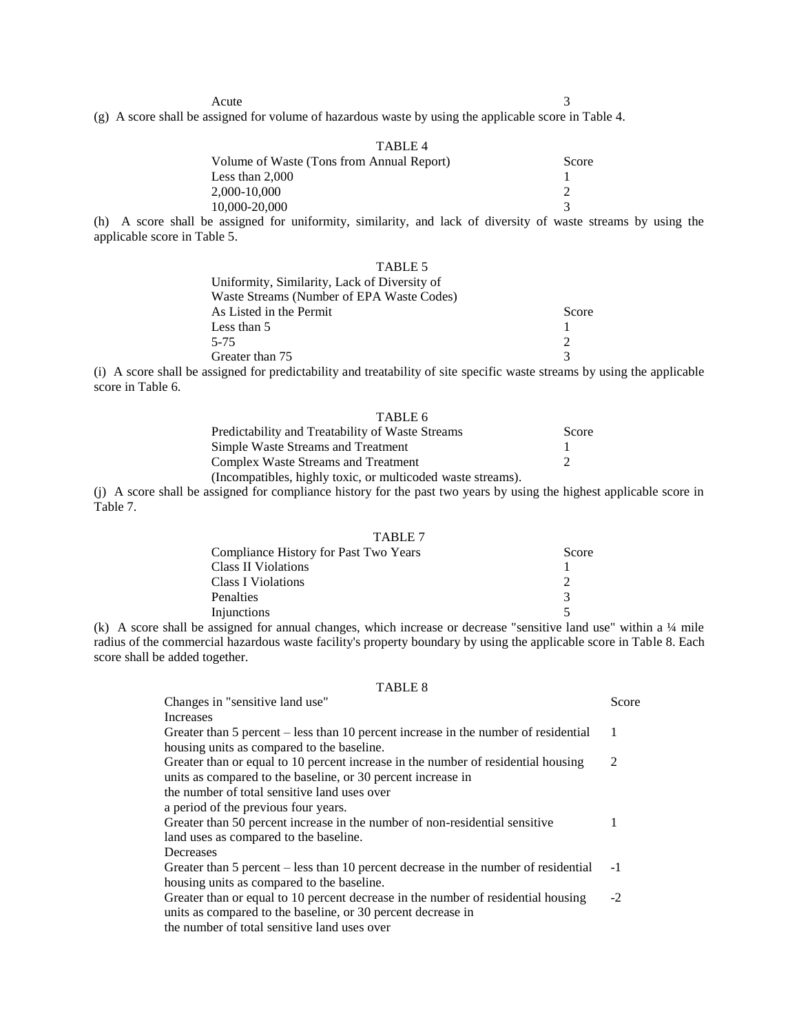| | |
|---|---|
| Acute | 3 |

(g) A score shall be assigned for volume of hazardous waste by using the applicable score in Table 4.

TABLE 4

| Volume of Waste (Tons from Annual Report) | Score |
|---|---|
| Less than 2,000 | 1 |
| 2,000-10,000 | 2 |
| 10,000-20,000 | 3 |

(h) A score shall be assigned for uniformity, similarity, and lack of diversity of waste streams by using the applicable score in Table 5.

TABLE 5

| Uniformity, Similarity, Lack of Diversity of Waste Streams (Number of EPA Waste Codes) As Listed in the Permit | Score |
|---|---|
| Less than 5 | 1 |
| 5-75 | 2 |
| Greater than 75 | 3 |

(i) A score shall be assigned for predictability and treatability of site specific waste streams by using the applicable score in Table 6.

TABLE 6

| Predictability and Treatability of Waste Streams | Score |
|---|---|
| Simple Waste Streams and Treatment | 1 |
| Complex Waste Streams and Treatment (Incompatibles, highly toxic, or multicoded waste streams). | 2 |

(j) A score shall be assigned for compliance history for the past two years by using the highest applicable score in Table 7.

TABLE 7

| Compliance History for Past Two Years | Score |
|---|---|
| Class II Violations | 1 |
| Class I Violations | 2 |
| Penalties | 3 |
| Injunctions | 5 |

(k) A score shall be assigned for annual changes, which increase or decrease "sensitive land use" within a ¼ mile radius of the commercial hazardous waste facility's property boundary by using the applicable score in Table 8. Each score shall be added together.

TABLE 8

| Changes in "sensitive land use" | Score |
|---|---|
| Increases | |
| Greater than 5 percent – less than 10 percent increase in the number of residential housing units as compared to the baseline. | 1 |
| Greater than or equal to 10 percent increase in the number of residential housing units as compared to the baseline, or 30 percent increase in the number of total sensitive land uses over a period of the previous four years. | 2 |
| Greater than 50 percent increase in the number of non-residential sensitive land uses as compared to the baseline. | 1 |
| Decreases | |
| Greater than 5 percent – less than 10 percent decrease in the number of residential housing units as compared to the baseline. | -1 |
| Greater than or equal to 10 percent decrease in the number of residential housing units as compared to the baseline, or 30 percent decrease in the number of total sensitive land uses over | -2 |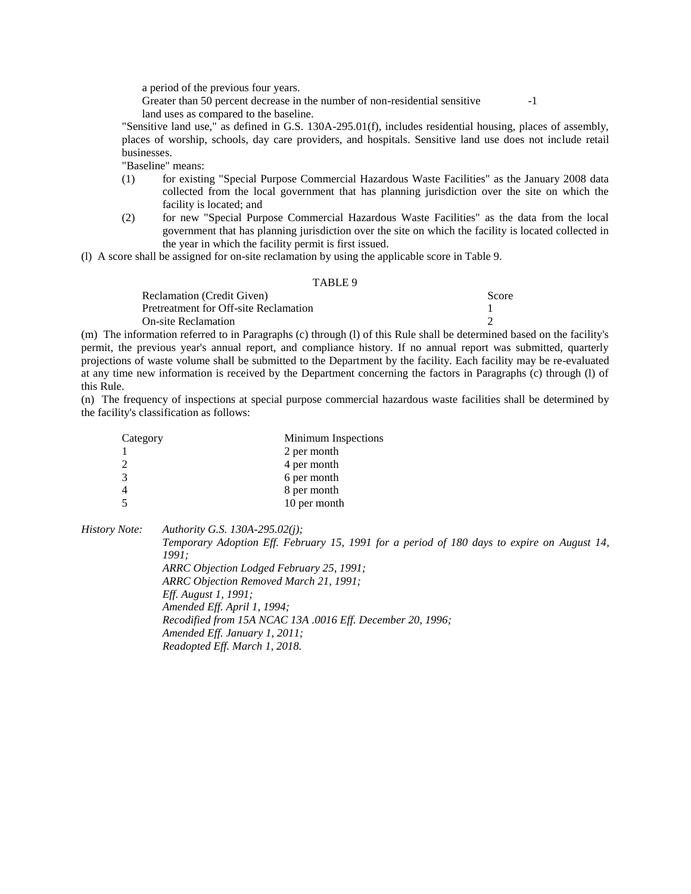a period of the previous four years.

| | |
|---|---|
| Greater than 50 percent decrease in the number of non-residential sensitive land uses as compared to the baseline. | -1 |

"Sensitive land use," as defined in G.S. 130A-295.01(f), includes residential housing, places of assembly, places of worship, schools, day care providers, and hospitals. Sensitive land use does not include retail businesses.

"Baseline" means:

(1) for existing "Special Purpose Commercial Hazardous Waste Facilities" as the January 2008 data collected from the local government that has planning jurisdiction over the site on which the facility is located; and

(2) for new "Special Purpose Commercial Hazardous Waste Facilities" as the data from the local government that has planning jurisdiction over the site on which the facility is located collected in the year in which the facility permit is first issued.

(l) A score shall be assigned for on-site reclamation by using the applicable score in Table 9.

TABLE 9

| Reclamation (Credit Given) | Score |
|---|---|
| Pretreatment for Off-site Reclamation | 1 |
| On-site Reclamation | 2 |

(m) The information referred to in Paragraphs (c) through (l) of this Rule shall be determined based on the facility's permit, the previous year's annual report, and compliance history. If no annual report was submitted, quarterly projections of waste volume shall be submitted to the Department by the facility. Each facility may be re-evaluated at any time new information is received by the Department concerning the factors in Paragraphs (c) through (l) of this Rule.

(n) The frequency of inspections at special purpose commercial hazardous waste facilities shall be determined by the facility's classification as follows:

| Category | Minimum Inspections |
|---|---|
| 1 | 2 per month |
| 2 | 4 per month |
| 3 | 6 per month |
| 4 | 8 per month |
| 5 | 10 per month |

*History Note: Authority G.S. 130A-295.02(j);*
*Temporary Adoption Eff. February 15, 1991 for a period of 180 days to expire on August 14, 1991;*
*ARRC Objection Lodged February 25, 1991;*
*ARRC Objection Removed March 21, 1991;*
*Eff. August 1, 1991;*
*Amended Eff. April 1, 1994;*
*Recodified from 15A NCAC 13A .0016 Eff. December 20, 1996;*
*Amended Eff. January 1, 2011;*
*Readopted Eff. March 1, 2018.*